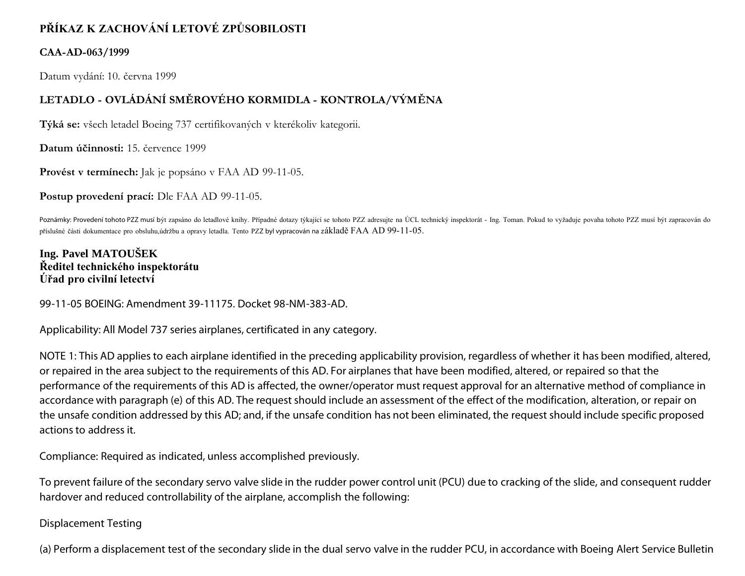**PŘÍKAZ K ZACHOVÁNÍ LETOVÉ ZPŮSOBILOSTI**

**CAA-AD-063/1999**

Datum vydání: 10. června 1999

**LETADLO - OVLÁDÁNÍ SMĚROVÉHO KORMIDLA - KONTROLA/VÝMĚNA**

**Týká se:** všech letadel Boeing 737 certifikovaných v kterékoliv kategorii.

**Datum účinnosti:** 15. července 1999

**Provést v termínech:** Jak je popsáno v FAA AD 99-11-05.

**Postup provedení prací:** Dle FAA AD 99-11-05.

Poznámky: Provedení tohoto PZZ musí být zapsáno do letadlové knihy. Případné dotazy týkající se tohoto PZZ adresujte na ÚCL technický inspektorát - Ing. Toman. Pokud to vyžaduje povaha tohoto PZZ musí být zapracován do příslušné části dokumentace pro obsluhu,údržbu a opravy letadla. Tento PZZ byl vypracován na základě FAA AD 99-11-05.

**Ing. Pavel MATOUŠEK**
**Ředitel technického inspektorátu**
**Úřad pro civilní letectví**

99-11-05 BOEING: Amendment 39-11175. Docket 98-NM-383-AD.

Applicability: All Model 737 series airplanes, certificated in any category.

NOTE 1: This AD applies to each airplane identified in the preceding applicability provision, regardless of whether it has been modified, altered, or repaired in the area subject to the requirements of this AD. For airplanes that have been modified, altered, or repaired so that the performance of the requirements of this AD is affected, the owner/operator must request approval for an alternative method of compliance in accordance with paragraph (e) of this AD. The request should include an assessment of the effect of the modification, alteration, or repair on the unsafe condition addressed by this AD; and, if the unsafe condition has not been eliminated, the request should include specific proposed actions to address it.

Compliance: Required as indicated, unless accomplished previously.

To prevent failure of the secondary servo valve slide in the rudder power control unit (PCU) due to cracking of the slide, and consequent rudder hardover and reduced controllability of the airplane, accomplish the following:

Displacement Testing

(a) Perform a displacement test of the secondary slide in the dual servo valve in the rudder PCU, in accordance with Boeing Alert Service Bulletin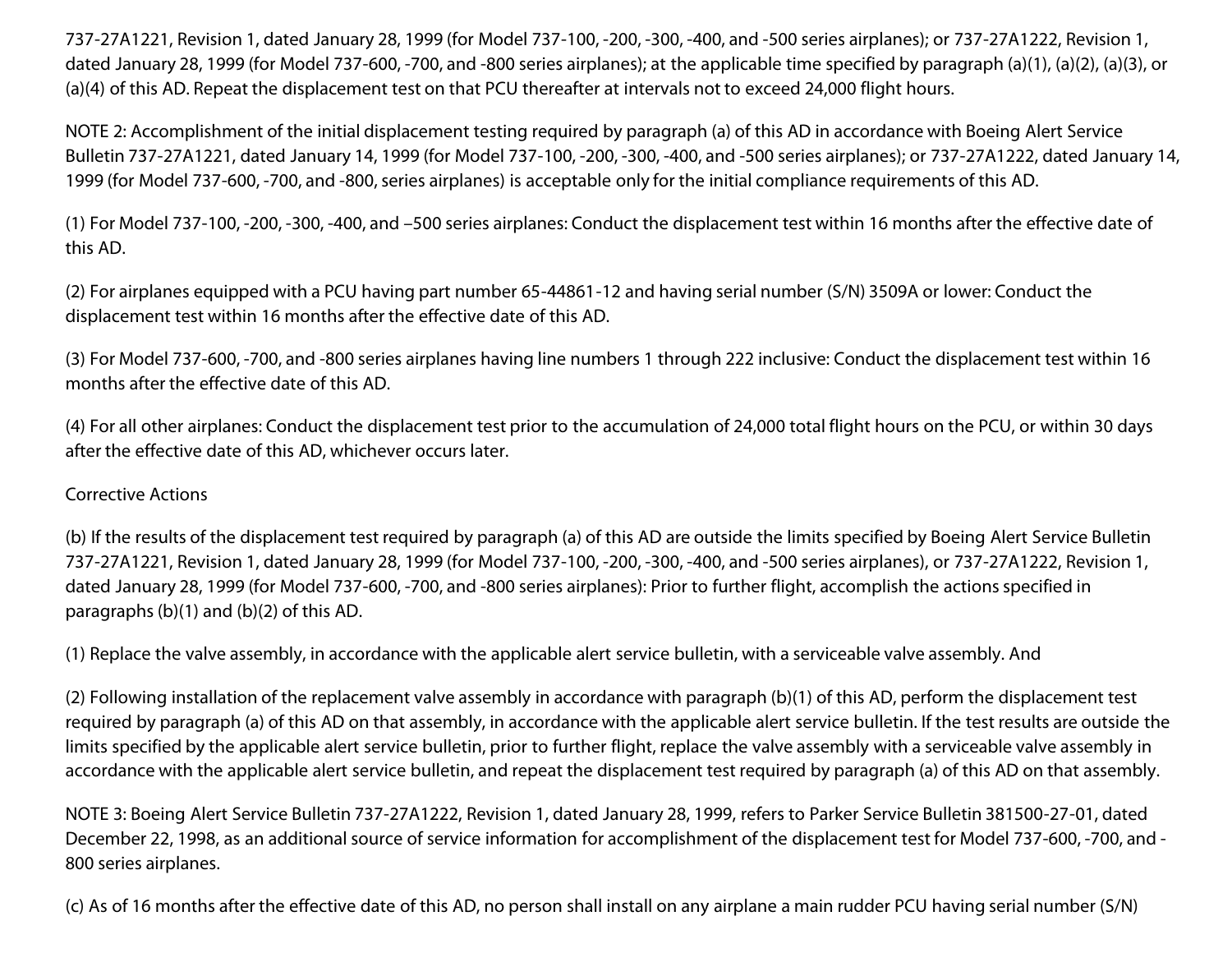737-27A1221, Revision 1, dated January 28, 1999 (for Model 737-100, -200, -300, -400, and -500 series airplanes); or 737-27A1222, Revision 1, dated January 28, 1999 (for Model 737-600, -700, and -800 series airplanes); at the applicable time specified by paragraph (a)(1), (a)(2), (a)(3), or (a)(4) of this AD. Repeat the displacement test on that PCU thereafter at intervals not to exceed 24,000 flight hours.

NOTE 2: Accomplishment of the initial displacement testing required by paragraph (a) of this AD in accordance with Boeing Alert Service Bulletin 737-27A1221, dated January 14, 1999 (for Model 737-100, -200, -300, -400, and -500 series airplanes); or 737-27A1222, dated January 14, 1999 (for Model 737-600, -700, and -800, series airplanes) is acceptable only for the initial compliance requirements of this AD.

(1) For Model 737-100, -200, -300, -400, and –500 series airplanes: Conduct the displacement test within 16 months after the effective date of this AD.

(2) For airplanes equipped with a PCU having part number 65-44861-12 and having serial number (S/N) 3509A or lower: Conduct the displacement test within 16 months after the effective date of this AD.

(3) For Model 737-600, -700, and -800 series airplanes having line numbers 1 through 222 inclusive: Conduct the displacement test within 16 months after the effective date of this AD.

(4) For all other airplanes: Conduct the displacement test prior to the accumulation of 24,000 total flight hours on the PCU, or within 30 days after the effective date of this AD, whichever occurs later.

Corrective Actions

(b) If the results of the displacement test required by paragraph (a) of this AD are outside the limits specified by Boeing Alert Service Bulletin 737-27A1221, Revision 1, dated January 28, 1999 (for Model 737-100, -200, -300, -400, and -500 series airplanes), or 737-27A1222, Revision 1, dated January 28, 1999 (for Model 737-600, -700, and -800 series airplanes): Prior to further flight, accomplish the actions specified in paragraphs (b)(1) and (b)(2) of this AD.

(1) Replace the valve assembly, in accordance with the applicable alert service bulletin, with a serviceable valve assembly. And

(2) Following installation of the replacement valve assembly in accordance with paragraph (b)(1) of this AD, perform the displacement test required by paragraph (a) of this AD on that assembly, in accordance with the applicable alert service bulletin. If the test results are outside the limits specified by the applicable alert service bulletin, prior to further flight, replace the valve assembly with a serviceable valve assembly in accordance with the applicable alert service bulletin, and repeat the displacement test required by paragraph (a) of this AD on that assembly.

NOTE 3: Boeing Alert Service Bulletin 737-27A1222, Revision 1, dated January 28, 1999, refers to Parker Service Bulletin 381500-27-01, dated December 22, 1998, as an additional source of service information for accomplishment of the displacement test for Model 737-600, -700, and -800 series airplanes.

(c) As of 16 months after the effective date of this AD, no person shall install on any airplane a main rudder PCU having serial number (S/N)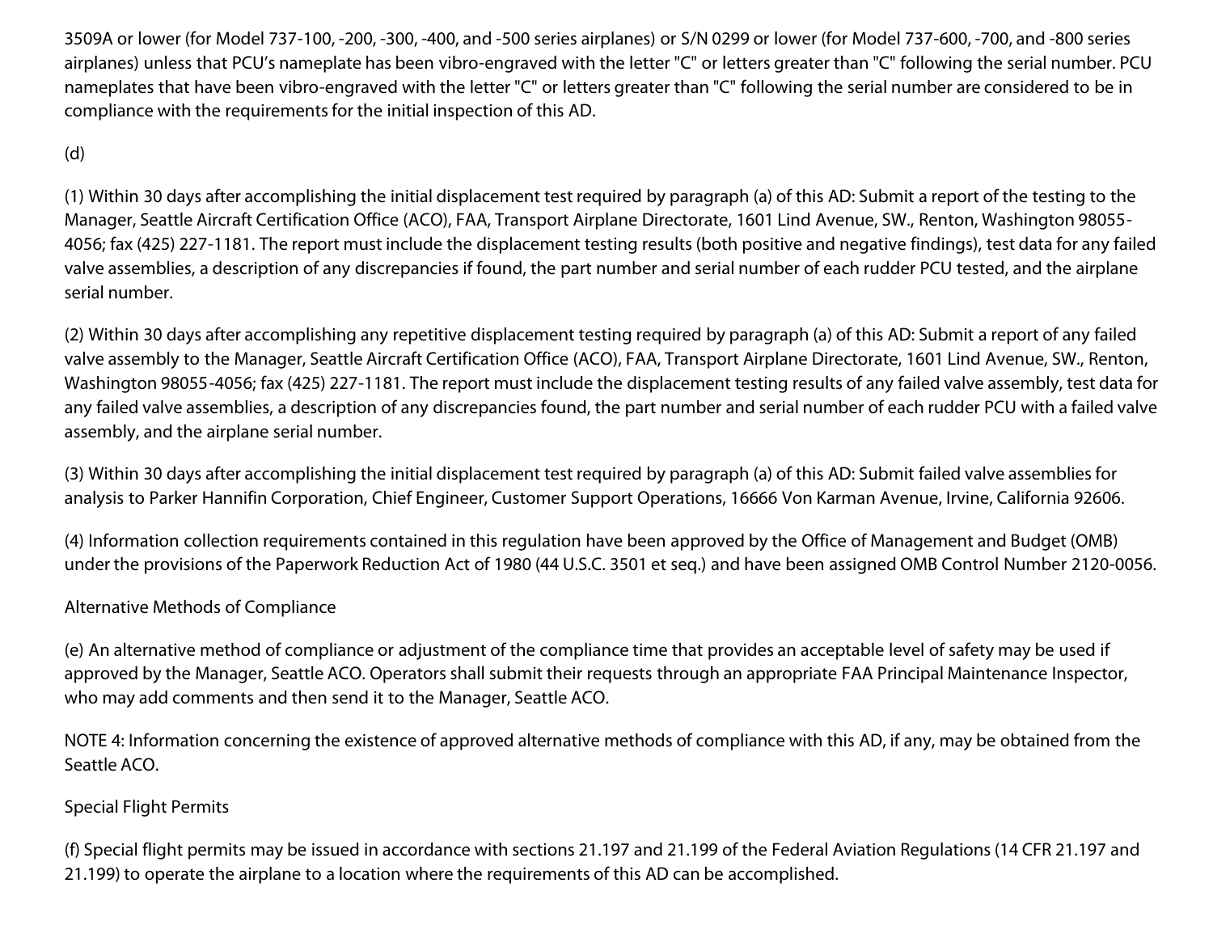3509A or lower (for Model 737-100, -200, -300, -400, and -500 series airplanes) or S/N 0299 or lower (for Model 737-600, -700, and -800 series airplanes) unless that PCU's nameplate has been vibro-engraved with the letter "C" or letters greater than "C" following the serial number. PCU nameplates that have been vibro-engraved with the letter "C" or letters greater than "C" following the serial number are considered to be in compliance with the requirements for the initial inspection of this AD.

(d)

(1) Within 30 days after accomplishing the initial displacement test required by paragraph (a) of this AD: Submit a report of the testing to the Manager, Seattle Aircraft Certification Office (ACO), FAA, Transport Airplane Directorate, 1601 Lind Avenue, SW., Renton, Washington 98055-4056; fax (425) 227-1181. The report must include the displacement testing results (both positive and negative findings), test data for any failed valve assemblies, a description of any discrepancies if found, the part number and serial number of each rudder PCU tested, and the airplane serial number.

(2) Within 30 days after accomplishing any repetitive displacement testing required by paragraph (a) of this AD: Submit a report of any failed valve assembly to the Manager, Seattle Aircraft Certification Office (ACO), FAA, Transport Airplane Directorate, 1601 Lind Avenue, SW., Renton, Washington 98055-4056; fax (425) 227-1181. The report must include the displacement testing results of any failed valve assembly, test data for any failed valve assemblies, a description of any discrepancies found, the part number and serial number of each rudder PCU with a failed valve assembly, and the airplane serial number.

(3) Within 30 days after accomplishing the initial displacement test required by paragraph (a) of this AD: Submit failed valve assemblies for analysis to Parker Hannifin Corporation, Chief Engineer, Customer Support Operations, 16666 Von Karman Avenue, Irvine, California 92606.

(4) Information collection requirements contained in this regulation have been approved by the Office of Management and Budget (OMB) under the provisions of the Paperwork Reduction Act of 1980 (44 U.S.C. 3501 et seq.) and have been assigned OMB Control Number 2120-0056.

Alternative Methods of Compliance

(e) An alternative method of compliance or adjustment of the compliance time that provides an acceptable level of safety may be used if approved by the Manager, Seattle ACO. Operators shall submit their requests through an appropriate FAA Principal Maintenance Inspector, who may add comments and then send it to the Manager, Seattle ACO.

NOTE 4: Information concerning the existence of approved alternative methods of compliance with this AD, if any, may be obtained from the Seattle ACO.

Special Flight Permits

(f) Special flight permits may be issued in accordance with sections 21.197 and 21.199 of the Federal Aviation Regulations (14 CFR 21.197 and 21.199) to operate the airplane to a location where the requirements of this AD can be accomplished.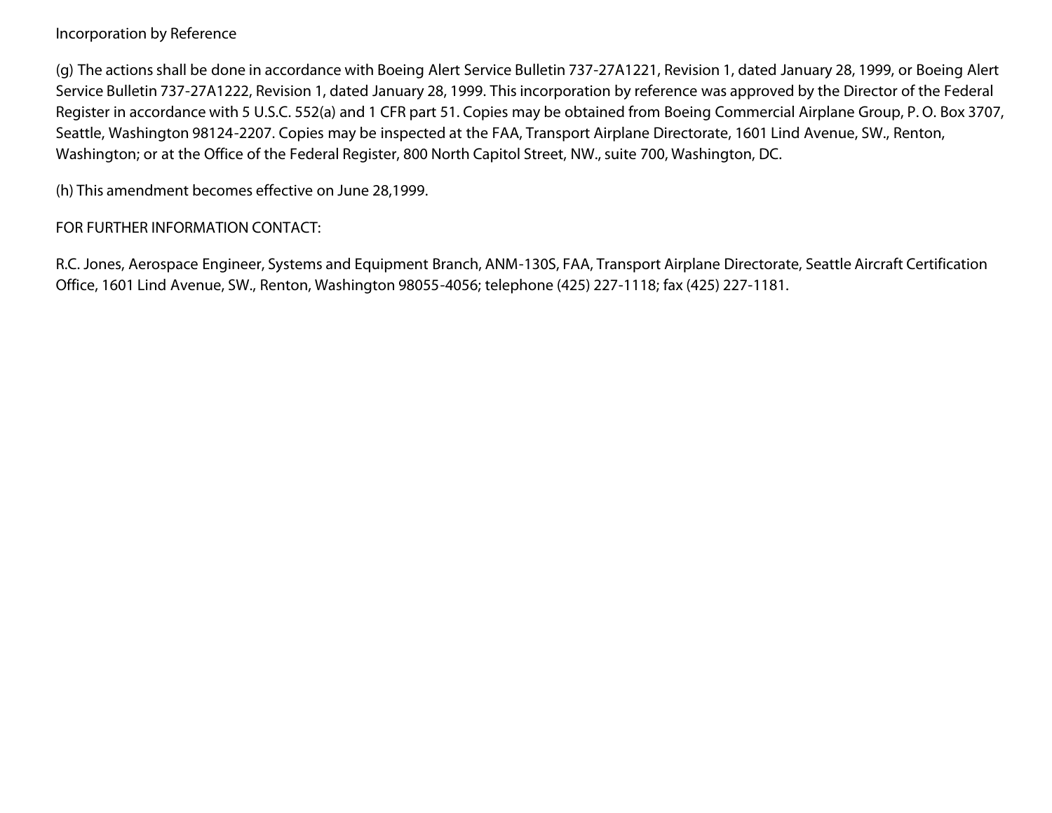Incorporation by Reference

(g) The actions shall be done in accordance with Boeing Alert Service Bulletin 737-27A1221, Revision 1, dated January 28, 1999, or Boeing Alert Service Bulletin 737-27A1222, Revision 1, dated January 28, 1999. This incorporation by reference was approved by the Director of the Federal Register in accordance with 5 U.S.C. 552(a) and 1 CFR part 51. Copies may be obtained from Boeing Commercial Airplane Group, P. O. Box 3707, Seattle, Washington 98124-2207. Copies may be inspected at the FAA, Transport Airplane Directorate, 1601 Lind Avenue, SW., Renton, Washington; or at the Office of the Federal Register, 800 North Capitol Street, NW., suite 700, Washington, DC.

(h) This amendment becomes effective on June 28,1999.

FOR FURTHER INFORMATION CONTACT:

R.C. Jones, Aerospace Engineer, Systems and Equipment Branch, ANM-130S, FAA, Transport Airplane Directorate, Seattle Aircraft Certification Office, 1601 Lind Avenue, SW., Renton, Washington 98055-4056; telephone (425) 227-1118; fax (425) 227-1181.